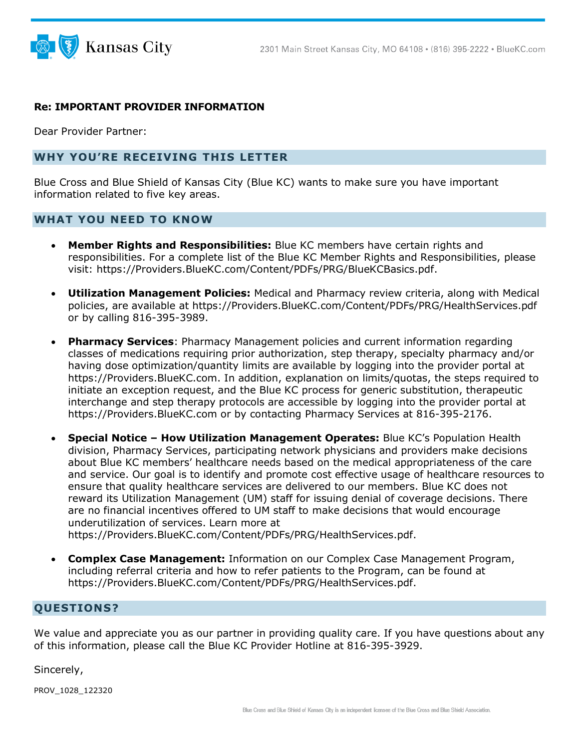Kansas City

2301 Main Street Kansas City, MO 64108 • (816) 395-2222 • BlueKC.com

**Re: IMPORTANT PROVIDER INFORMATION**

Dear Provider Partner:

## WHY YOU'RE RECEIVING THIS LETTER

Blue Cross and Blue Shield of Kansas City (Blue KC) wants to make sure you have important information related to five key areas.

## WHAT YOU NEED TO KNOW

- **Member Rights and Responsibilities:** Blue KC members have certain rights and responsibilities. For a complete list of the Blue KC Member Rights and Responsibilities, please visit: https://Providers.BlueKC.com/Content/PDFs/PRG/BlueKCBasics.pdf.

- **Utilization Management Policies:** Medical and Pharmacy review criteria, along with Medical policies, are available at https://Providers.BlueKC.com/Content/PDFs/PRG/HealthServices.pdf or by calling 816-395-3989.

- **Pharmacy Services**: Pharmacy Management policies and current information regarding classes of medications requiring prior authorization, step therapy, specialty pharmacy and/or having dose optimization/quantity limits are available by logging into the provider portal at https://Providers.BlueKC.com. In addition, explanation on limits/quotas, the steps required to initiate an exception request, and the Blue KC process for generic substitution, therapeutic interchange and step therapy protocols are accessible by logging into the provider portal at https://Providers.BlueKC.com or by contacting Pharmacy Services at 816-395-2176.

- **Special Notice – How Utilization Management Operates:** Blue KC's Population Health division, Pharmacy Services, participating network physicians and providers make decisions about Blue KC members' healthcare needs based on the medical appropriateness of the care and service. Our goal is to identify and promote cost effective usage of healthcare resources to ensure that quality healthcare services are delivered to our members. Blue KC does not reward its Utilization Management (UM) staff for issuing denial of coverage decisions. There are no financial incentives offered to UM staff to make decisions that would encourage underutilization of services. Learn more at https://Providers.BlueKC.com/Content/PDFs/PRG/HealthServices.pdf.

- **Complex Case Management:** Information on our Complex Case Management Program, including referral criteria and how to refer patients to the Program, can be found at https://Providers.BlueKC.com/Content/PDFs/PRG/HealthServices.pdf.

## QUESTIONS?

We value and appreciate you as our partner in providing quality care. If you have questions about any of this information, please call the Blue KC Provider Hotline at 816-395-3929.

Sincerely,

PROV_1028_122320

Blue Cross and Blue Shield of Kansas City is an independent licensee of the Blue Cross and Blue Shield Association.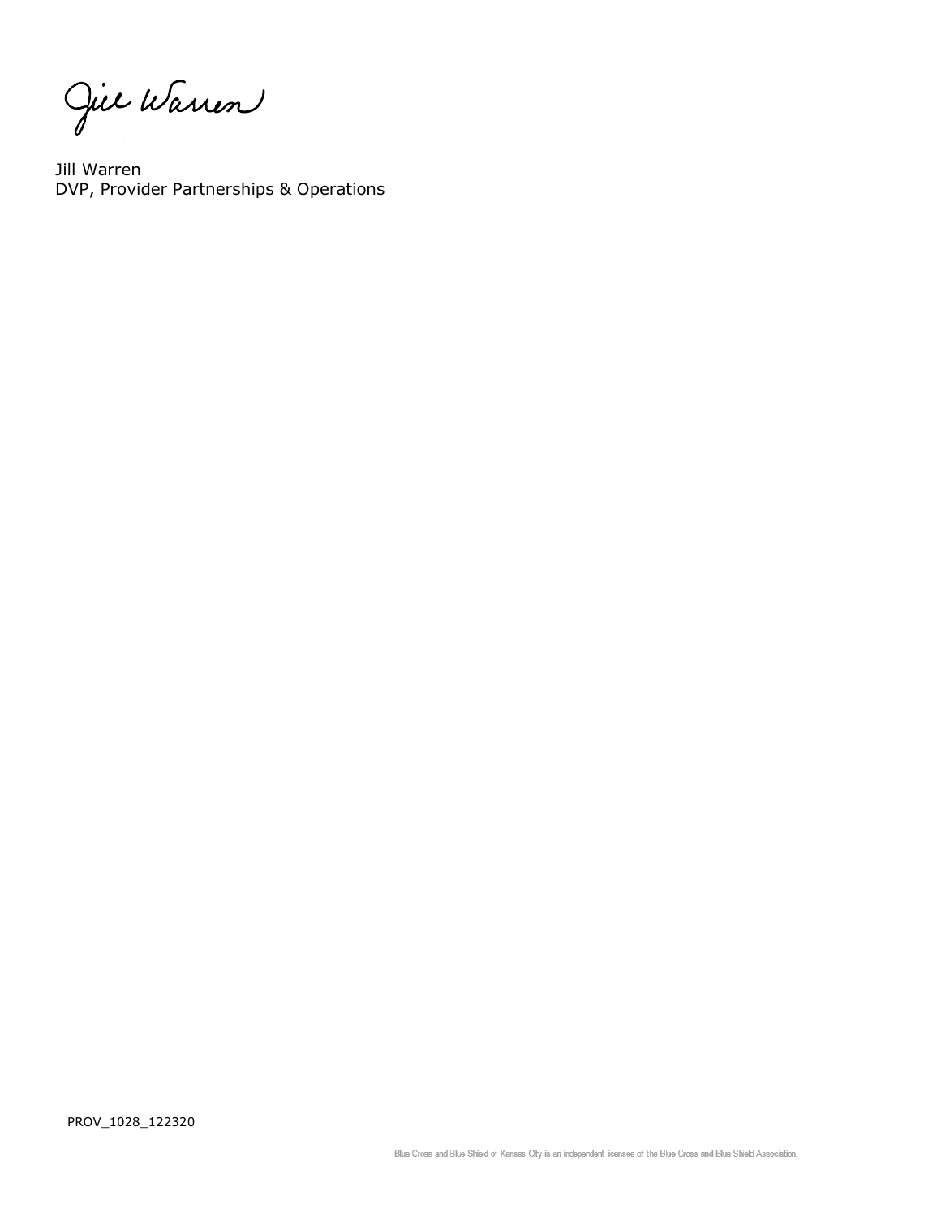Jill Warren
DVP, Provider Partnerships & Operations

PROV_1028_122320

Blue Cross and Blue Shield of Kansas City is an independent licensee of the Blue Cross and Blue Shield Association.